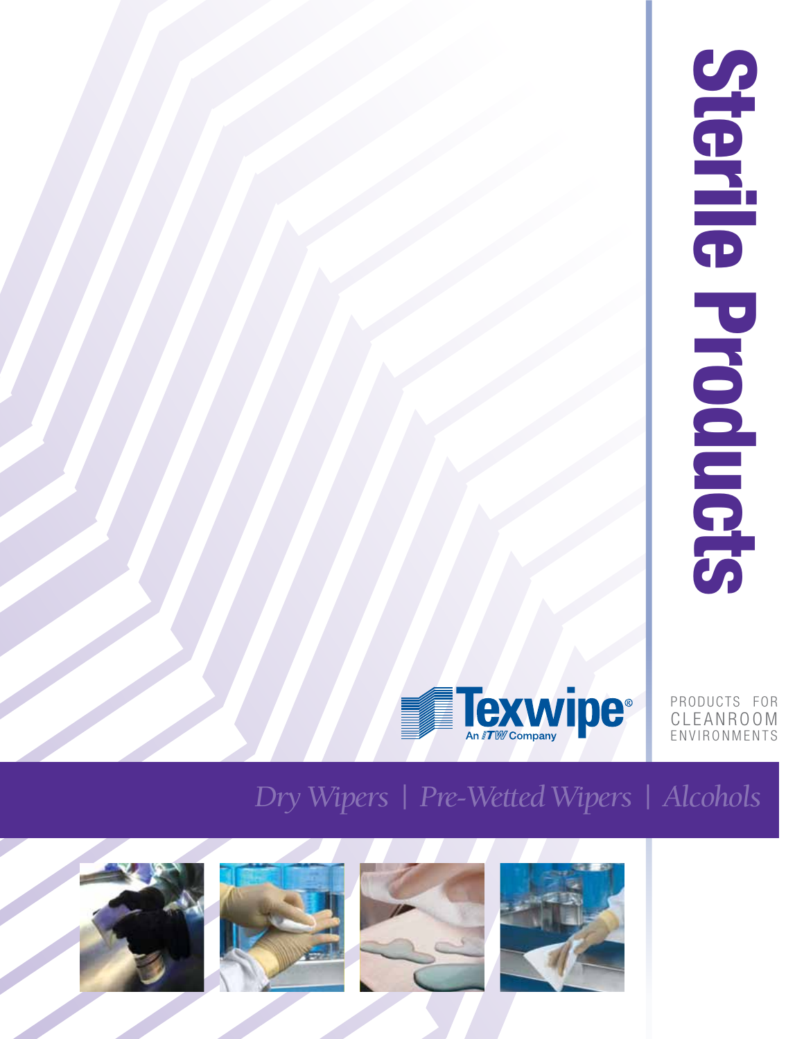# Sterile Products

Texwipe®
An ITW Company

PRODUCTS FOR
CLEANROOM
ENVIRONMENTS

*Dry Wipers | Pre-Wetted Wipers | Alcohols*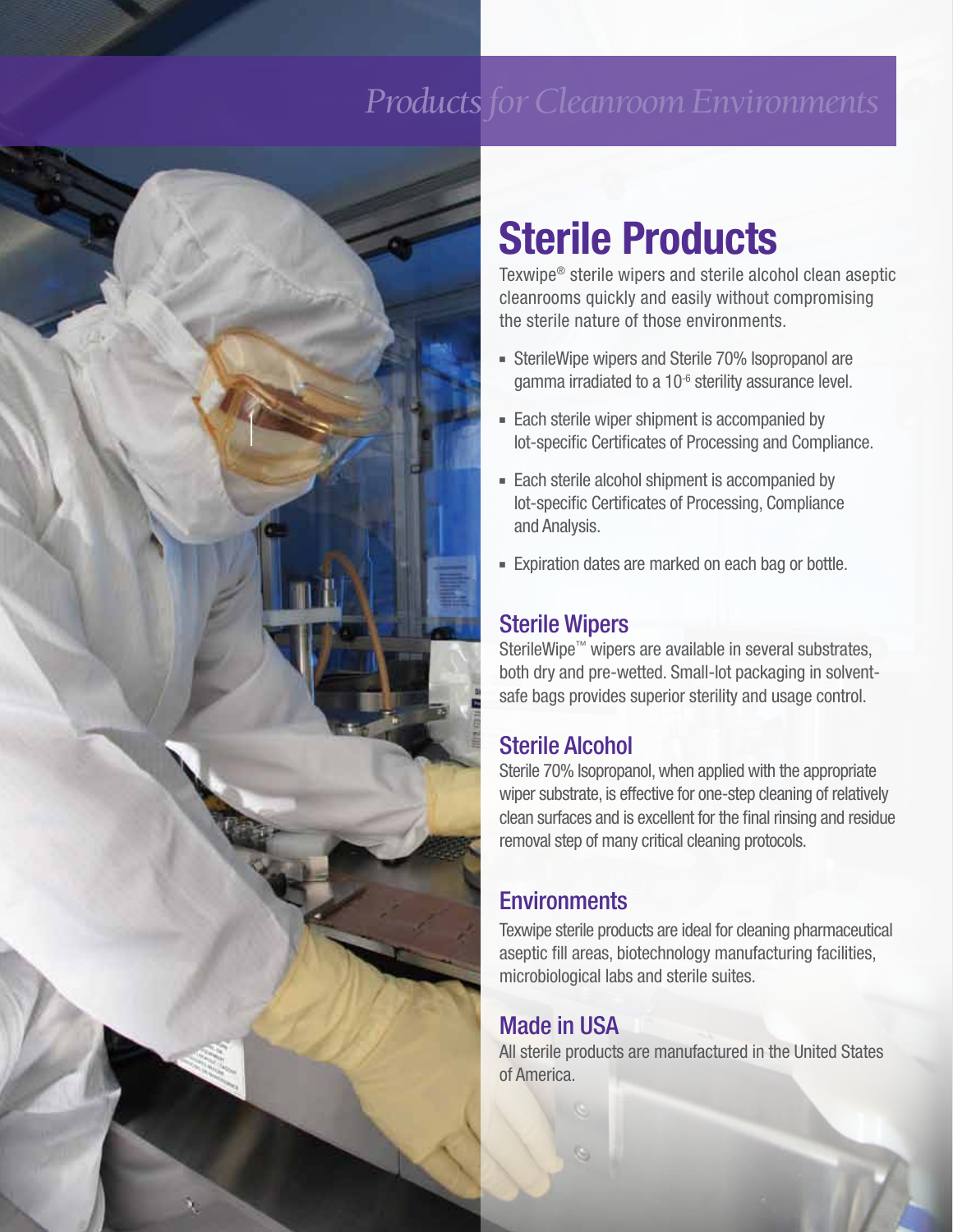*Products for Cleanroom Environments*

# Sterile Products

Texwipe® sterile wipers and sterile alcohol clean aseptic cleanrooms quickly and easily without compromising the sterile nature of those environments.

- SterileWipe wipers and Sterile 70% Isopropanol are gamma irradiated to a $10^{-6}$ sterility assurance level.
- Each sterile wiper shipment is accompanied by lot-specific Certificates of Processing and Compliance.
- Each sterile alcohol shipment is accompanied by lot-specific Certificates of Processing, Compliance and Analysis.
- Expiration dates are marked on each bag or bottle.

## Sterile Wipers

SterileWipe™ wipers are available in several substrates, both dry and pre-wetted. Small-lot packaging in solvent-safe bags provides superior sterility and usage control.

## Sterile Alcohol

Sterile 70% Isopropanol, when applied with the appropriate wiper substrate, is effective for one-step cleaning of relatively clean surfaces and is excellent for the final rinsing and residue removal step of many critical cleaning protocols.

## Environments

Texwipe sterile products are ideal for cleaning pharmaceutical aseptic fill areas, biotechnology manufacturing facilities, microbiological labs and sterile suites.

## Made in USA

All sterile products are manufactured in the United States of America.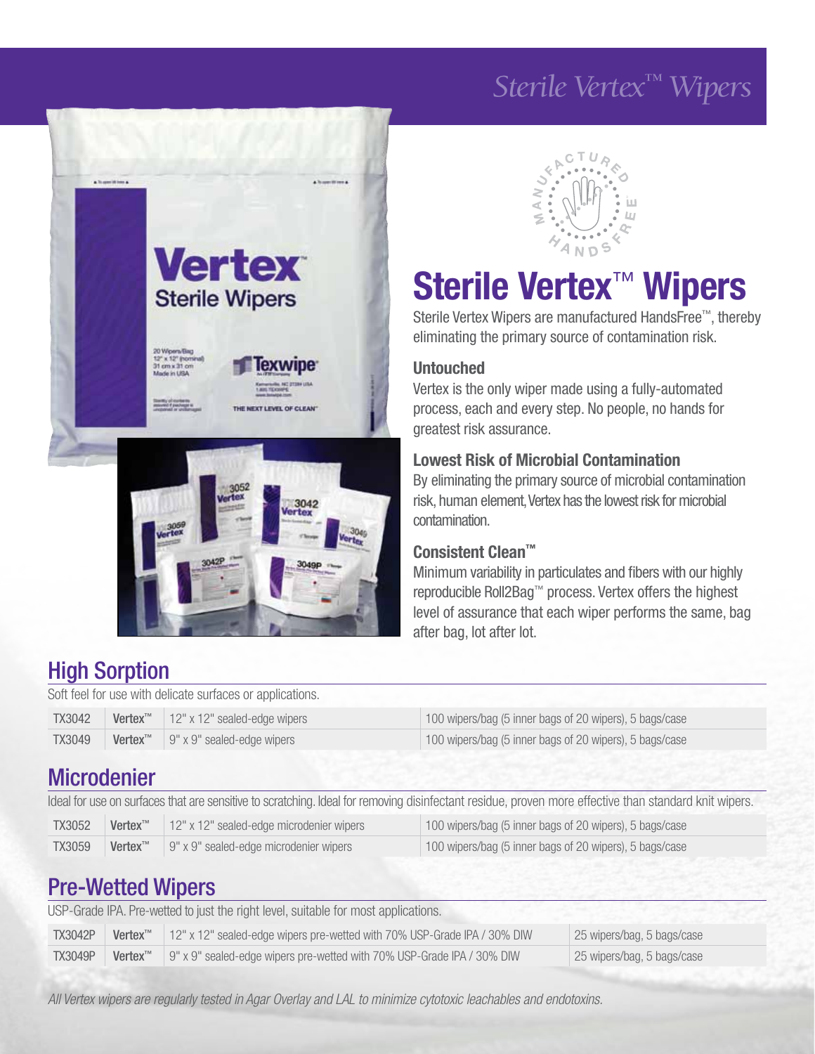# Sterile Vertex™ Wipers

Sterile Vertex Wipers are manufactured HandsFree™, thereby eliminating the primary source of contamination risk.

### Untouched

Vertex is the only wiper made using a fully-automated process, each and every step. No people, no hands for greatest risk assurance.

### Lowest Risk of Microbial Contamination

By eliminating the primary source of microbial contamination risk, human element, Vertex has the lowest risk for microbial contamination.

### Consistent Clean™

Minimum variability in particulates and fibers with our highly reproducible Roll2Bag™ process. Vertex offers the highest level of assurance that each wiper performs the same, bag after bag, lot after lot.

## High Sorption

Soft feel for use with delicate surfaces or applications.

| | | | |
|---|---|---|---|
| TX3042 | **Vertex™** | 12" x 12" sealed-edge wipers | 100 wipers/bag (5 inner bags of 20 wipers), 5 bags/case |
| TX3049 | **Vertex™** | 9" x 9" sealed-edge wipers | 100 wipers/bag (5 inner bags of 20 wipers), 5 bags/case |

## Microdenier

Ideal for use on surfaces that are sensitive to scratching. Ideal for removing disinfectant residue, proven more effective than standard knit wipers.

| | | | |
|---|---|---|---|
| TX3052 | **Vertex™** | 12" x 12" sealed-edge microdenier wipers | 100 wipers/bag (5 inner bags of 20 wipers), 5 bags/case |
| TX3059 | **Vertex™** | 9" x 9" sealed-edge microdenier wipers | 100 wipers/bag (5 inner bags of 20 wipers), 5 bags/case |

## Pre-Wetted Wipers

USP-Grade IPA. Pre-wetted to just the right level, suitable for most applications.

| | | | |
|---|---|---|---|
| TX3042P | **Vertex™** | 12" x 12" sealed-edge wipers pre-wetted with 70% USP-Grade IPA / 30% DIW | 25 wipers/bag, 5 bags/case |
| TX3049P | **Vertex™** | 9" x 9" sealed-edge wipers pre-wetted with 70% USP-Grade IPA / 30% DIW | 25 wipers/bag, 5 bags/case |

*All Vertex wipers are regularly tested in Agar Overlay and LAL to minimize cytotoxic leachables and endotoxins.*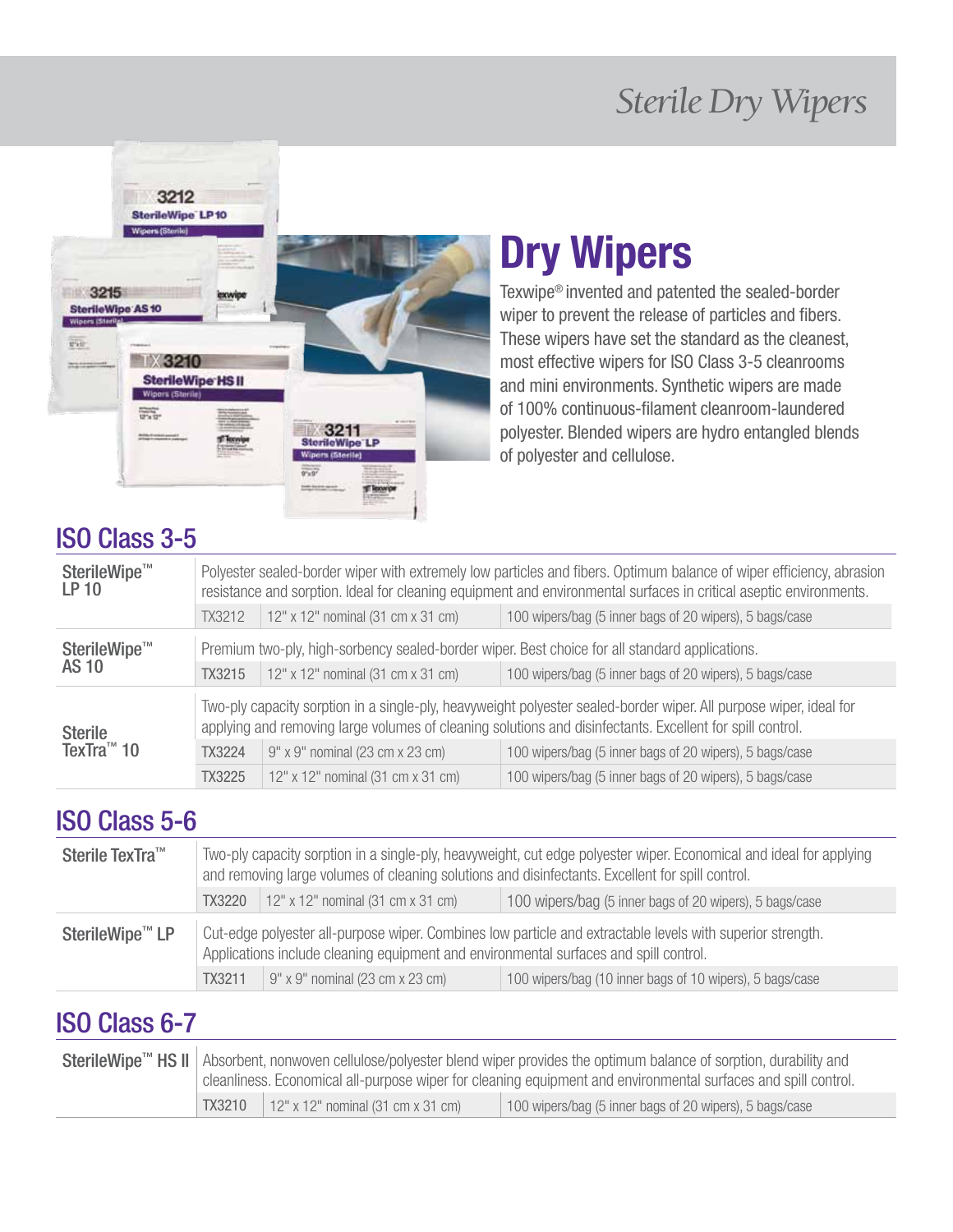# Sterile Dry Wipers

## Dry Wipers

Texwipe® invented and patented the sealed-border wiper to prevent the release of particles and fibers. These wipers have set the standard as the cleanest, most effective wipers for ISO Class 3-5 cleanrooms and mini environments. Synthetic wipers are made of 100% continuous-filament cleanroom-laundered polyester. Blended wipers are hydro entangled blends of polyester and cellulose.

## ISO Class 3-5

| Product | Description | | |
|---|---|---|---|
| SterileWipe™ LP 10 | Polyester sealed-border wiper with extremely low particles and fibers. Optimum balance of wiper efficiency, abrasion resistance and sorption. Ideal for cleaning equipment and environmental surfaces in critical aseptic environments. | | |
| | TX3212 | 12" x 12" nominal (31 cm x 31 cm) | 100 wipers/bag (5 inner bags of 20 wipers), 5 bags/case |
| SterileWipe™ AS 10 | Premium two-ply, high-sorbency sealed-border wiper. Best choice for all standard applications. | | |
| | TX3215 | 12" x 12" nominal (31 cm x 31 cm) | 100 wipers/bag (5 inner bags of 20 wipers), 5 bags/case |
| Sterile TexTra™ 10 | Two-ply capacity sorption in a single-ply, heavyweight polyester sealed-border wiper. All purpose wiper, ideal for applying and removing large volumes of cleaning solutions and disinfectants. Excellent for spill control. | | |
| | TX3224 | 9" x 9" nominal (23 cm x 23 cm) | 100 wipers/bag (5 inner bags of 20 wipers), 5 bags/case |
| | TX3225 | 12" x 12" nominal (31 cm x 31 cm) | 100 wipers/bag (5 inner bags of 20 wipers), 5 bags/case |

## ISO Class 5-6

| Product | Description | | |
|---|---|---|---|
| Sterile TexTra™ | Two-ply capacity sorption in a single-ply, heavyweight, cut edge polyester wiper. Economical and ideal for applying and removing large volumes of cleaning solutions and disinfectants. Excellent for spill control. | | |
| | TX3220 | 12" x 12" nominal (31 cm x 31 cm) | 100 wipers/bag (5 inner bags of 20 wipers), 5 bags/case |
| SterileWipe™ LP | Cut-edge polyester all-purpose wiper. Combines low particle and extractable levels with superior strength. Applications include cleaning equipment and environmental surfaces and spill control. | | |
| | TX3211 | 9" x 9" nominal (23 cm x 23 cm) | 100 wipers/bag (10 inner bags of 10 wipers), 5 bags/case |

## ISO Class 6-7

| Product | Description | | |
|---|---|---|---|
| SterileWipe™ HS II | Absorbent, nonwoven cellulose/polyester blend wiper provides the optimum balance of sorption, durability and cleanliness. Economical all-purpose wiper for cleaning equipment and environmental surfaces and spill control. | | |
| | TX3210 | 12" x 12" nominal (31 cm x 31 cm) | 100 wipers/bag (5 inner bags of 20 wipers), 5 bags/case |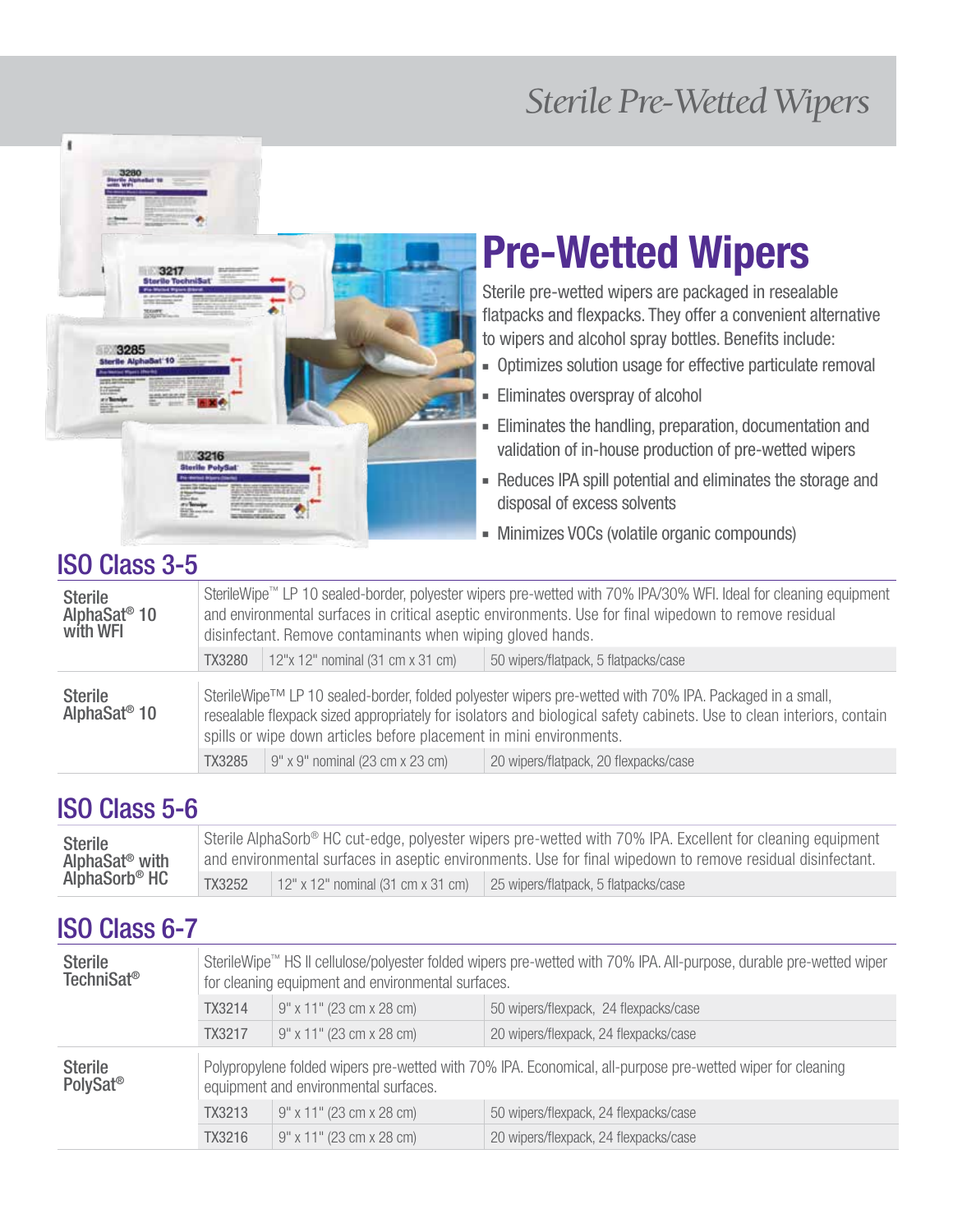# Sterile Pre-Wetted Wipers

## Pre-Wetted Wipers

Sterile pre-wetted wipers are packaged in resealable flatpacks and flexpacks. They offer a convenient alternative to wipers and alcohol spray bottles. Benefits include:

- Optimizes solution usage for effective particulate removal
- Eliminates overspray of alcohol
- Eliminates the handling, preparation, documentation and validation of in-house production of pre-wetted wipers
- Reduces IPA spill potential and eliminates the storage and disposal of excess solvents
- Minimizes VOCs (volatile organic compounds)

## ISO Class 3-5

| Product | Description | | |
|---|---|---|---|
| **Sterile AlphaSat® 10 with WFI** | SterileWipe™ LP 10 sealed-border, polyester wipers pre-wetted with 70% IPA/30% WFI. Ideal for cleaning equipment and environmental surfaces in critical aseptic environments. Use for final wipedown to remove residual disinfectant. Remove contaminants when wiping gloved hands. | | |
| | TX3280 | 12"x 12" nominal (31 cm x 31 cm) | 50 wipers/flatpack, 5 flatpacks/case |
| **Sterile AlphaSat® 10** | SterileWipe™ LP 10 sealed-border, folded polyester wipers pre-wetted with 70% IPA. Packaged in a small, resealable flexpack sized appropriately for isolators and biological safety cabinets. Use to clean interiors, contain spills or wipe down articles before placement in mini environments. | | |
| | TX3285 | 9" x 9" nominal (23 cm x 23 cm) | 20 wipers/flatpack, 20 flexpacks/case |

## ISO Class 5-6

| Product | Description | | |
|---|---|---|---|
| **Sterile AlphaSat® with AlphaSorb® HC** | Sterile AlphaSorb® HC cut-edge, polyester wipers pre-wetted with 70% IPA. Excellent for cleaning equipment and environmental surfaces in aseptic environments. Use for final wipedown to remove residual disinfectant. | | |
| | TX3252 | 12" x 12" nominal (31 cm x 31 cm) | 25 wipers/flatpack, 5 flatpacks/case |

## ISO Class 6-7

| Product | Description | | |
|---|---|---|---|
| **Sterile TechniSat®** | SterileWipe™ HS II cellulose/polyester folded wipers pre-wetted with 70% IPA. All-purpose, durable pre-wetted wiper for cleaning equipment and environmental surfaces. | | |
| | TX3214 | 9" x 11" (23 cm x 28 cm) | 50 wipers/flexpack, 24 flexpacks/case |
| | TX3217 | 9" x 11" (23 cm x 28 cm) | 20 wipers/flexpack, 24 flexpacks/case |
| **Sterile PolySat®** | Polypropylene folded wipers pre-wetted with 70% IPA. Economical, all-purpose pre-wetted wiper for cleaning equipment and environmental surfaces. | | |
| | TX3213 | 9" x 11" (23 cm x 28 cm) | 50 wipers/flexpack, 24 flexpacks/case |
| | TX3216 | 9" x 11" (23 cm x 28 cm) | 20 wipers/flexpack, 24 flexpacks/case |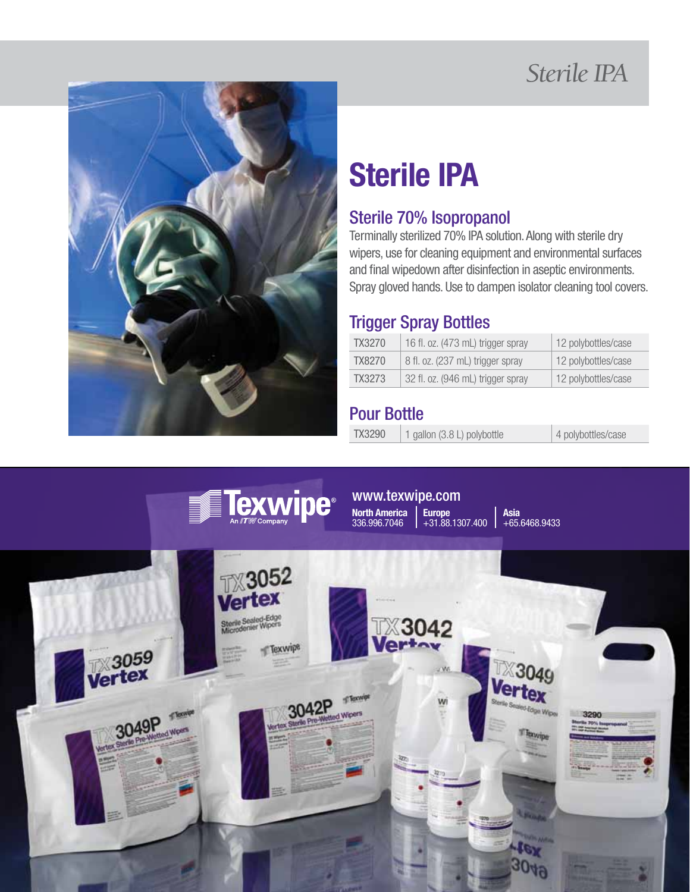# Sterile IPA

## Sterile 70% Isopropanol

Terminally sterilized 70% IPA solution. Along with sterile dry wipers, use for cleaning equipment and environmental surfaces and final wipedown after disinfection in aseptic environments. Spray gloved hands. Use to dampen isolator cleaning tool covers.

## Trigger Spray Bottles

| | | |
|---|---|---|
| TX3270 | 16 fl. oz. (473 mL) trigger spray | 12 polybottles/case |
| TX8270 | 8 fl. oz. (237 mL) trigger spray | 12 polybottles/case |
| TX3273 | 32 fl. oz. (946 mL) trigger spray | 12 polybottles/case |

## Pour Bottle

| | | |
|---|---|---|
| TX3290 | 1 gallon (3.8 L) polybottle | 4 polybottles/case |

Texwipe® An ITW Company

www.texwipe.com

**North America** 336.996.7046 | **Europe** +31.88.1307.400 | **Asia** +65.6468.9433